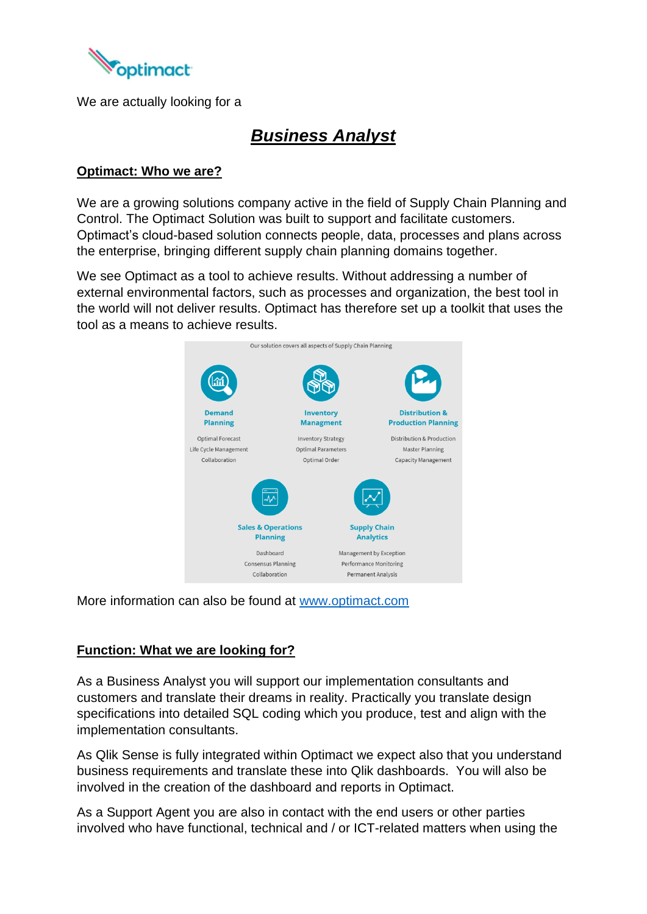We are actually looking for a

# ***Business Analyst***

**Optimact: Who we are?**

We are a growing solutions company active in the field of Supply Chain Planning and Control. The Optimact Solution was built to support and facilitate customers. Optimact's cloud-based solution connects people, data, processes and plans across the enterprise, bringing different supply chain planning domains together.

We see Optimact as a tool to achieve results. Without addressing a number of external environmental factors, such as processes and organization, the best tool in the world will not deliver results. Optimact has therefore set up a toolkit that uses the tool as a means to achieve results.

Our solution covers all aspects of Supply Chain Planning

**Demand Planning**
- Optimal Forecast
- Life Cycle Management
- Collaboration

**Inventory Managment**
- Inventory Strategy
- Optimal Parameters
- Optimal Order

**Distribution & Production Planning**
- Distribution & Production
- Master Planning
- Capacity Management

**Sales & Operations Planning**
- Dashboard
- Consensus Planning
- Collaboration

**Supply Chain Analytics**
- Management by Exception
- Performance Monitoring
- Permanent Analysis

More information can also be found at [www.optimact.com](www.optimact.com)

**Function: What we are looking for?**

As a Business Analyst you will support our implementation consultants and customers and translate their dreams in reality. Practically you translate design specifications into detailed SQL coding which you produce, test and align with the implementation consultants.

As Qlik Sense is fully integrated within Optimact we expect also that you understand business requirements and translate these into Qlik dashboards. You will also be involved in the creation of the dashboard and reports in Optimact.

As a Support Agent you are also in contact with the end users or other parties involved who have functional, technical and / or ICT-related matters when using the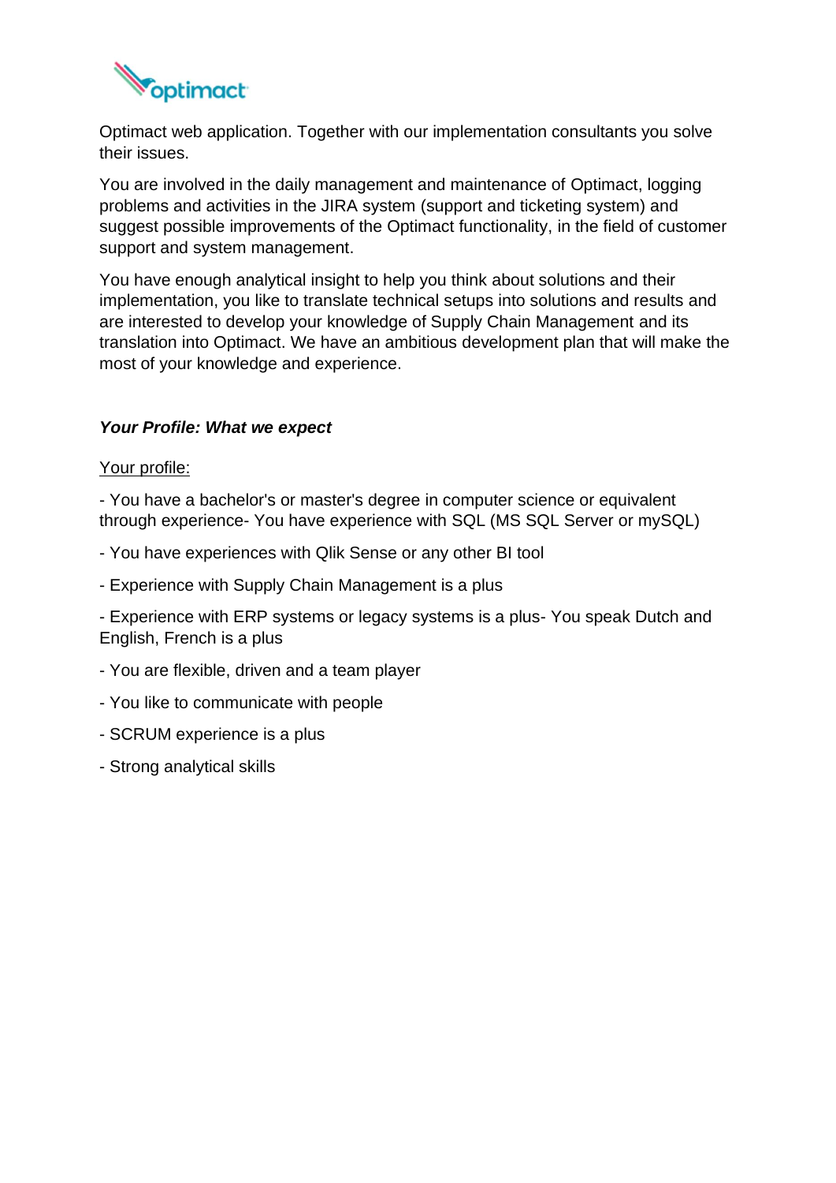Optimact web application. Together with our implementation consultants you solve their issues.

You are involved in the daily management and maintenance of Optimact, logging problems and activities in the JIRA system (support and ticketing system) and suggest possible improvements of the Optimact functionality, in the field of customer support and system management.

You have enough analytical insight to help you think about solutions and their implementation, you like to translate technical setups into solutions and results and are interested to develop your knowledge of Supply Chain Management and its translation into Optimact. We have an ambitious development plan that will make the most of your knowledge and experience.

***Your Profile: What we expect***

<u>Your profile:</u>

- You have a bachelor's or master's degree in computer science or equivalent through experience- You have experience with SQL (MS SQL Server or mySQL)

- You have experiences with Qlik Sense or any other BI tool

- Experience with Supply Chain Management is a plus

- Experience with ERP systems or legacy systems is a plus- You speak Dutch and English, French is a plus

- You are flexible, driven and a team player

- You like to communicate with people

- SCRUM experience is a plus

- Strong analytical skills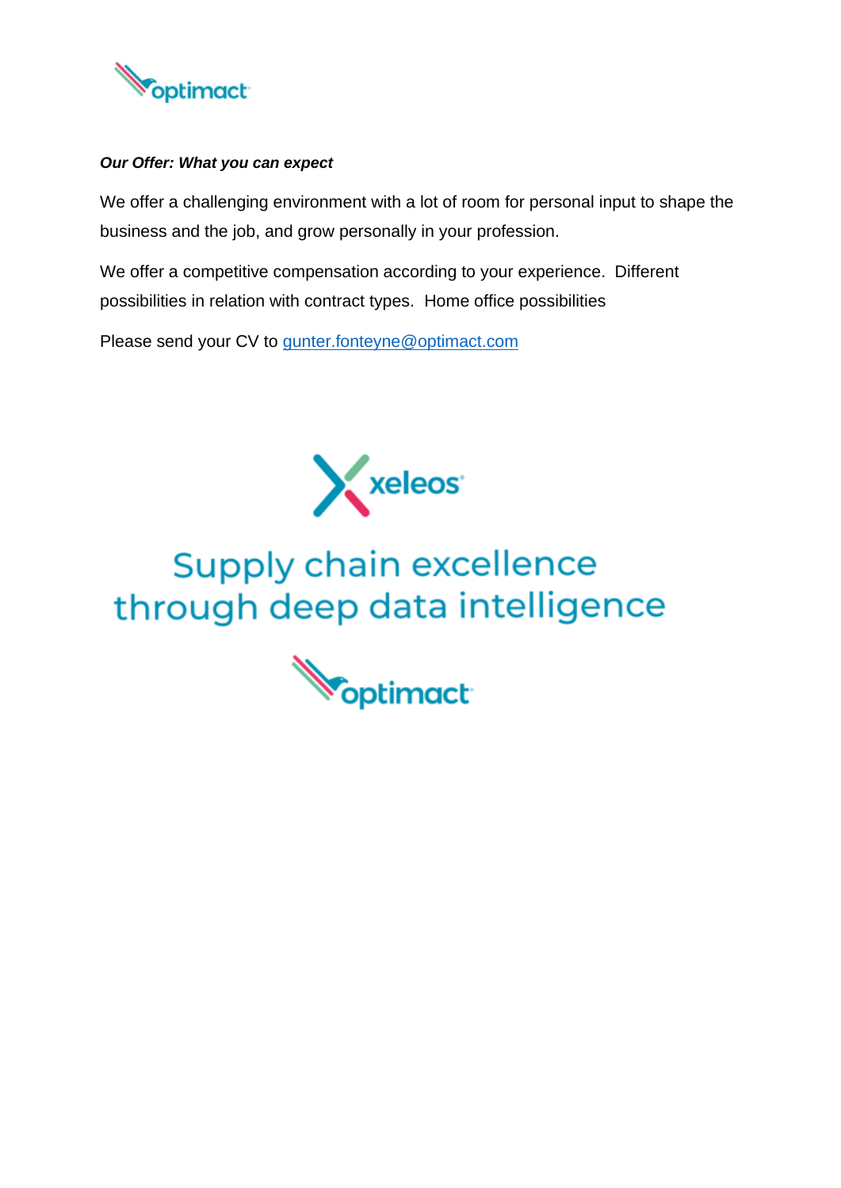***Our Offer: What you can expect***

We offer a challenging environment with a lot of room for personal input to shape the business and the job, and grow personally in your profession.

We offer a competitive compensation according to your experience. Different possibilities in relation with contract types. Home office possibilities

Please send your CV to gunter.fonteyne@optimact.com

xeleos

Supply chain excellence through deep data intelligence

optimact